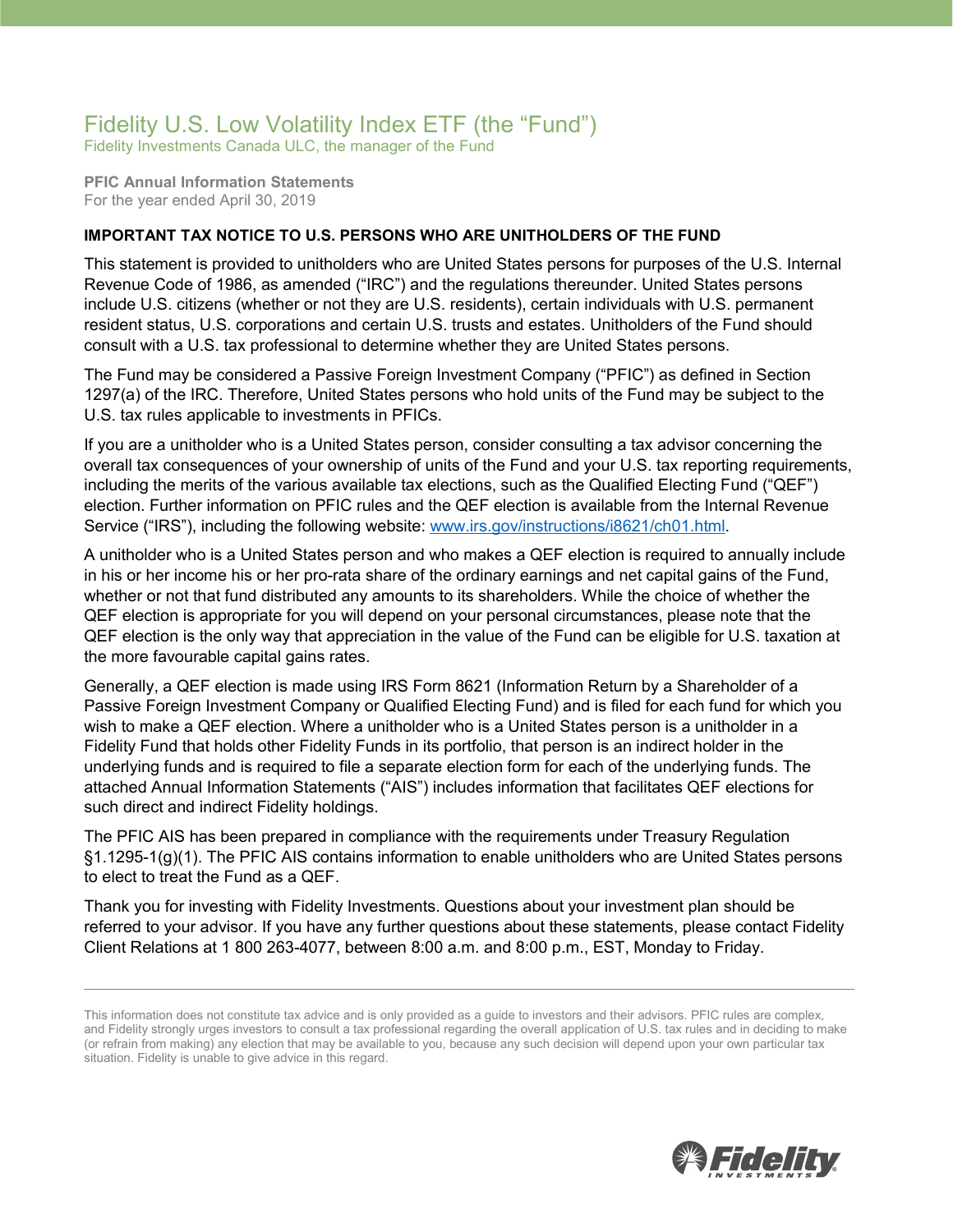# Fidelity U.S. Low Volatility Index ETF (the "Fund")

Fidelity Investments Canada ULC, the manager of the Fund

**PFIC Annual Information Statements**
For the year ended April 30, 2019

**IMPORTANT TAX NOTICE TO U.S. PERSONS WHO ARE UNITHOLDERS OF THE FUND**

This statement is provided to unitholders who are United States persons for purposes of the U.S. Internal Revenue Code of 1986, as amended ("IRC") and the regulations thereunder. United States persons include U.S. citizens (whether or not they are U.S. residents), certain individuals with U.S. permanent resident status, U.S. corporations and certain U.S. trusts and estates. Unitholders of the Fund should consult with a U.S. tax professional to determine whether they are United States persons.

The Fund may be considered a Passive Foreign Investment Company ("PFIC") as defined in Section 1297(a) of the IRC. Therefore, United States persons who hold units of the Fund may be subject to the U.S. tax rules applicable to investments in PFICs.

If you are a unitholder who is a United States person, consider consulting a tax advisor concerning the overall tax consequences of your ownership of units of the Fund and your U.S. tax reporting requirements, including the merits of the various available tax elections, such as the Qualified Electing Fund ("QEF") election. Further information on PFIC rules and the QEF election is available from the Internal Revenue Service ("IRS"), including the following website: www.irs.gov/instructions/i8621/ch01.html.

A unitholder who is a United States person and who makes a QEF election is required to annually include in his or her income his or her pro-rata share of the ordinary earnings and net capital gains of the Fund, whether or not that fund distributed any amounts to its shareholders. While the choice of whether the QEF election is appropriate for you will depend on your personal circumstances, please note that the QEF election is the only way that appreciation in the value of the Fund can be eligible for U.S. taxation at the more favourable capital gains rates.

Generally, a QEF election is made using IRS Form 8621 (Information Return by a Shareholder of a Passive Foreign Investment Company or Qualified Electing Fund) and is filed for each fund for which you wish to make a QEF election. Where a unitholder who is a United States person is a unitholder in a Fidelity Fund that holds other Fidelity Funds in its portfolio, that person is an indirect holder in the underlying funds and is required to file a separate election form for each of the underlying funds. The attached Annual Information Statements ("AIS") includes information that facilitates QEF elections for such direct and indirect Fidelity holdings.

The PFIC AIS has been prepared in compliance with the requirements under Treasury Regulation §1.1295-1(g)(1). The PFIC AIS contains information to enable unitholders who are United States persons to elect to treat the Fund as a QEF.

Thank you for investing with Fidelity Investments. Questions about your investment plan should be referred to your advisor. If you have any further questions about these statements, please contact Fidelity Client Relations at 1 800 263-4077, between 8:00 a.m. and 8:00 p.m., EST, Monday to Friday.

---

This information does not constitute tax advice and is only provided as a guide to investors and their advisors. PFIC rules are complex, and Fidelity strongly urges investors to consult a tax professional regarding the overall application of U.S. tax rules and in deciding to make (or refrain from making) any election that may be available to you, because any such decision will depend upon your own particular tax situation. Fidelity is unable to give advice in this regard.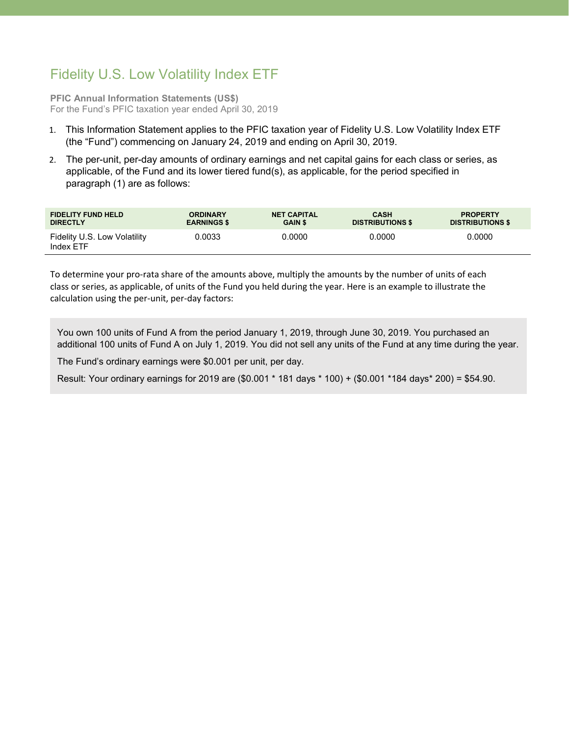# Fidelity U.S. Low Volatility Index ETF

**PFIC Annual Information Statements (US$)**
For the Fund's PFIC taxation year ended April 30, 2019

1. This Information Statement applies to the PFIC taxation year of Fidelity U.S. Low Volatility Index ETF (the "Fund") commencing on January 24, 2019 and ending on April 30, 2019.
2. The per-unit, per-day amounts of ordinary earnings and net capital gains for each class or series, as applicable, of the Fund and its lower tiered fund(s), as applicable, for the period specified in paragraph (1) are as follows:

| FIDELITY FUND HELD DIRECTLY | ORDINARY EARNINGS $ | NET CAPITAL GAIN $ | CASH DISTRIBUTIONS $ | PROPERTY DISTRIBUTIONS $ |
|---|---|---|---|---|
| Fidelity U.S. Low Volatility Index ETF | 0.0033 | 0.0000 | 0.0000 | 0.0000 |

To determine your pro-rata share of the amounts above, multiply the amounts by the number of units of each class or series, as applicable, of units of the Fund you held during the year. Here is an example to illustrate the calculation using the per-unit, per-day factors:

> You own 100 units of Fund A from the period January 1, 2019, through June 30, 2019. You purchased an additional 100 units of Fund A on July 1, 2019. You did not sell any units of the Fund at any time during the year.
>
> The Fund's ordinary earnings were $0.001 per unit, per day.
>
> Result: Your ordinary earnings for 2019 are ($0.001 * 181 days * 100) + ($0.001 *184 days* 200) = $54.90.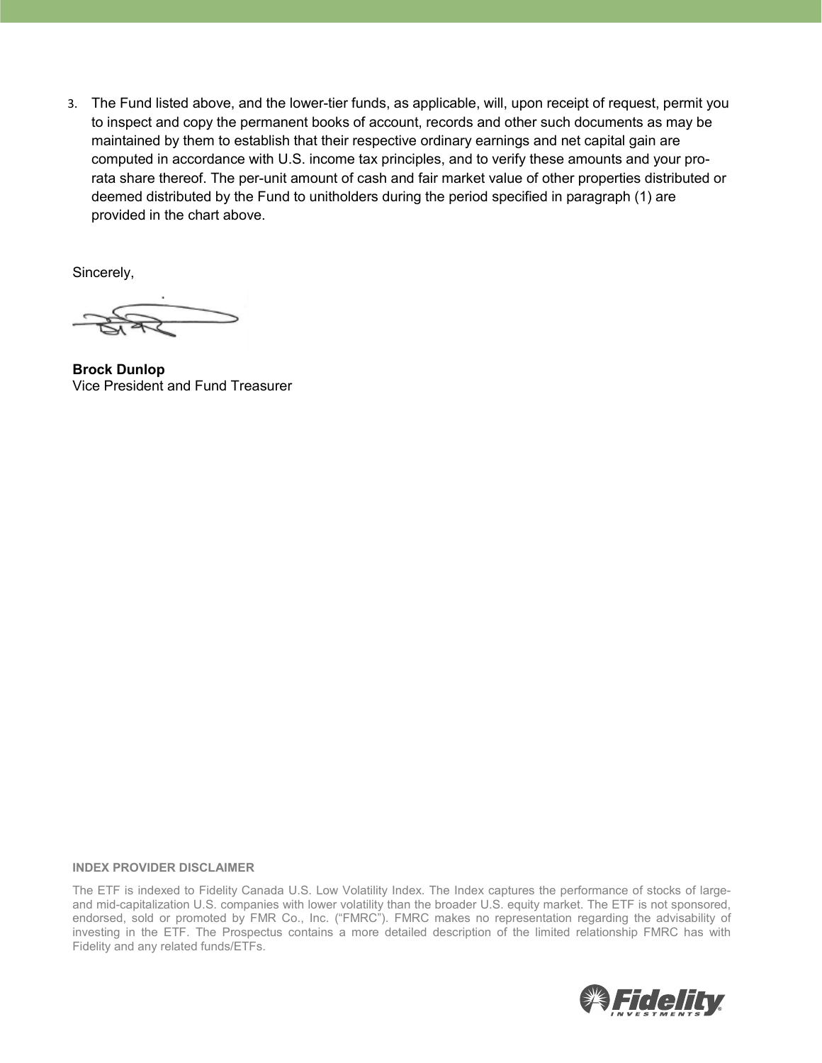3. The Fund listed above, and the lower-tier funds, as applicable, will, upon receipt of request, permit you to inspect and copy the permanent books of account, records and other such documents as may be maintained by them to establish that their respective ordinary earnings and net capital gain are computed in accordance with U.S. income tax principles, and to verify these amounts and your pro-rata share thereof. The per-unit amount of cash and fair market value of other properties distributed or deemed distributed by the Fund to unitholders during the period specified in paragraph (1) are provided in the chart above.

Sincerely,

**Brock Dunlop**
Vice President and Fund Treasurer

**INDEX PROVIDER DISCLAIMER**

The ETF is indexed to Fidelity Canada U.S. Low Volatility Index. The Index captures the performance of stocks of large- and mid-capitalization U.S. companies with lower volatility than the broader U.S. equity market. The ETF is not sponsored, endorsed, sold or promoted by FMR Co., Inc. ("FMRC"). FMRC makes no representation regarding the advisability of investing in the ETF. The Prospectus contains a more detailed description of the limited relationship FMRC has with Fidelity and any related funds/ETFs.